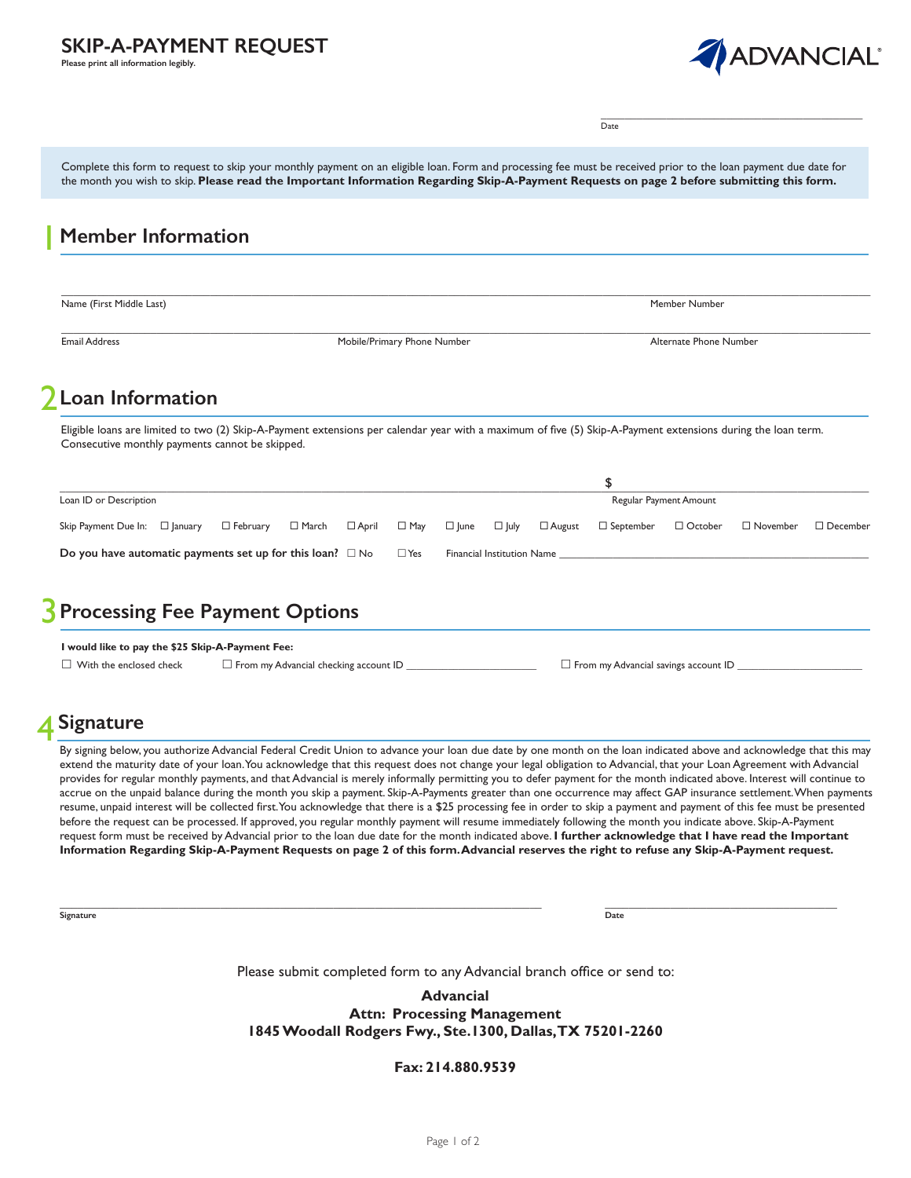# SKIP-A-PAYMENT REQUEST

**Please print all information legibly.**

ADVANCIAL®

\_\_\_\_\_\_\_\_\_\_\_\_\_\_\_\_\_\_\_\_\_\_\_\_\_\_\_\_\_\_
Date

Complete this form to request to skip your monthly payment on an eligible loan. Form and processing fee must be received prior to the loan payment due date for the month you wish to skip. **Please read the Important Information Regarding Skip-A-Payment Requests on page 2 before submitting this form.**

## 1 Member Information

Name (First Middle Last) \_\_\_\_\_\_\_\_\_\_\_\_\_\_\_\_\_\_\_\_ Member Number \_\_\_\_\_\_\_\_\_\_

Email Address \_\_\_\_\_\_\_\_\_\_ Mobile/Primary Phone Number \_\_\_\_\_\_\_\_\_\_ Alternate Phone Number \_\_\_\_\_\_\_\_\_\_

## 2 Loan Information

Eligible loans are limited to two (2) Skip-A-Payment extensions per calendar year with a maximum of five (5) Skip-A-Payment extensions during the loan term. Consecutive monthly payments cannot be skipped.

Loan ID or Description \_\_\_\_\_\_\_\_\_\_\_\_\_\_\_\_\_\_\_\_ Regular Payment Amount $ \_\_\_\_\_\_\_\_\_\_

Skip Payment Due In: ☐ January ☐ February ☐ March ☐ April ☐ May ☐ June ☐ July ☐ August ☐ September ☐ October ☐ November ☐ December

**Do you have automatic payments set up for this loan?** ☐ No ☐ Yes Financial Institution Name \_\_\_\_\_\_\_\_\_\_\_\_\_\_\_\_\_\_\_\_

## 3 Processing Fee Payment Options

**I would like to pay the $25 Skip-A-Payment Fee:**

☐ With the enclosed check ☐ From my Advancial checking account ID \_\_\_\_\_\_\_\_\_\_ ☐ From my Advancial savings account ID \_\_\_\_\_\_\_\_\_\_

## 4 Signature

By signing below, you authorize Advancial Federal Credit Union to advance your loan due date by one month on the loan indicated above and acknowledge that this may extend the maturity date of your loan. You acknowledge that this request does not change your legal obligation to Advancial, that your Loan Agreement with Advancial provides for regular monthly payments, and that Advancial is merely informally permitting you to defer payment for the month indicated above. Interest will continue to accrue on the unpaid balance during the month you skip a payment. Skip-A-Payments greater than one occurrence may affect GAP insurance settlement. When payments resume, unpaid interest will be collected first. You acknowledge that there is a $25 processing fee in order to skip a payment and payment of this fee must be presented before the request can be processed. If approved, you regular monthly payment will resume immediately following the month you indicate above. Skip-A-Payment request form must be received by Advancial prior to the loan due date for the month indicated above. **I further acknowledge that I have read the Important Information Regarding Skip-A-Payment Requests on page 2 of this form. Advancial reserves the right to refuse any Skip-A-Payment request.**

\_\_\_\_\_\_\_\_\_\_\_\_\_\_\_\_\_\_\_\_\_\_\_\_\_\_\_\_\_\_ \_\_\_\_\_\_\_\_\_\_\_\_\_\_\_\_\_\_\_\_
**Signature** **Date**

Please submit completed form to any Advancial branch office or send to:

**Advancial**
**Attn: Processing Management**
**1845 Woodall Rodgers Fwy., Ste.1300, Dallas, TX 75201-2260**

**Fax: 214.880.9539**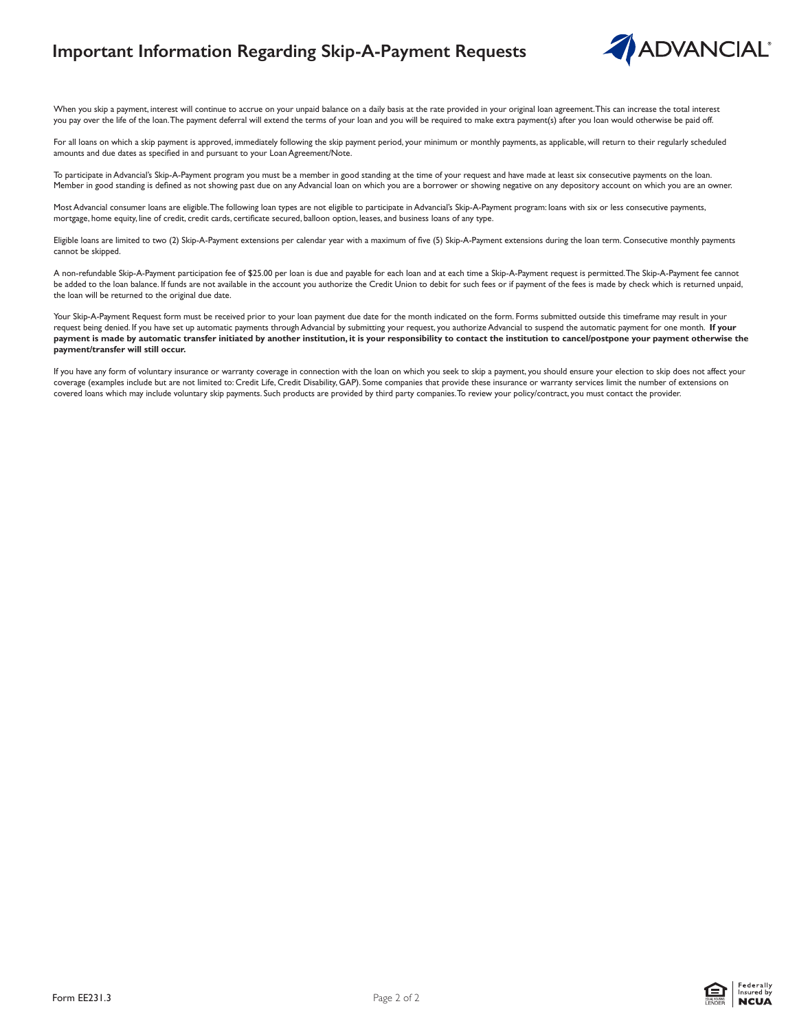# Important Information Regarding Skip-A-Payment Requests

When you skip a payment, interest will continue to accrue on your unpaid balance on a daily basis at the rate provided in your original loan agreement. This can increase the total interest you pay over the life of the loan. The payment deferral will extend the terms of your loan and you will be required to make extra payment(s) after you loan would otherwise be paid off.

For all loans on which a skip payment is approved, immediately following the skip payment period, your minimum or monthly payments, as applicable, will return to their regularly scheduled amounts and due dates as specified in and pursuant to your Loan Agreement/Note.

To participate in Advancial's Skip-A-Payment program you must be a member in good standing at the time of your request and have made at least six consecutive payments on the loan. Member in good standing is defined as not showing past due on any Advancial loan on which you are a borrower or showing negative on any depository account on which you are an owner.

Most Advancial consumer loans are eligible. The following loan types are not eligible to participate in Advancial's Skip-A-Payment program: loans with six or less consecutive payments, mortgage, home equity, line of credit, credit cards, certificate secured, balloon option, leases, and business loans of any type.

Eligible loans are limited to two (2) Skip-A-Payment extensions per calendar year with a maximum of five (5) Skip-A-Payment extensions during the loan term. Consecutive monthly payments cannot be skipped.

A non-refundable Skip-A-Payment participation fee of $25.00 per loan is due and payable for each loan and at each time a Skip-A-Payment request is permitted. The Skip-A-Payment fee cannot be added to the loan balance. If funds are not available in the account you authorize the Credit Union to debit for such fees or if payment of the fees is made by check which is returned unpaid, the loan will be returned to the original due date.

Your Skip-A-Payment Request form must be received prior to your loan payment due date for the month indicated on the form. Forms submitted outside this timeframe may result in your request being denied. If you have set up automatic payments through Advancial by submitting your request, you authorize Advancial to suspend the automatic payment for one month. **If your payment is made by automatic transfer initiated by another institution, it is your responsibility to contact the institution to cancel/postpone your payment otherwise the payment/transfer will still occur.**

If you have any form of voluntary insurance or warranty coverage in connection with the loan on which you seek to skip a payment, you should ensure your election to skip does not affect your coverage (examples include but are not limited to: Credit Life, Credit Disability, GAP). Some companies that provide these insurance or warranty services limit the number of extensions on covered loans which may include voluntary skip payments. Such products are provided by third party companies. To review your policy/contract, you must contact the provider.

Form EE231.3

Federally Insured by NCUA